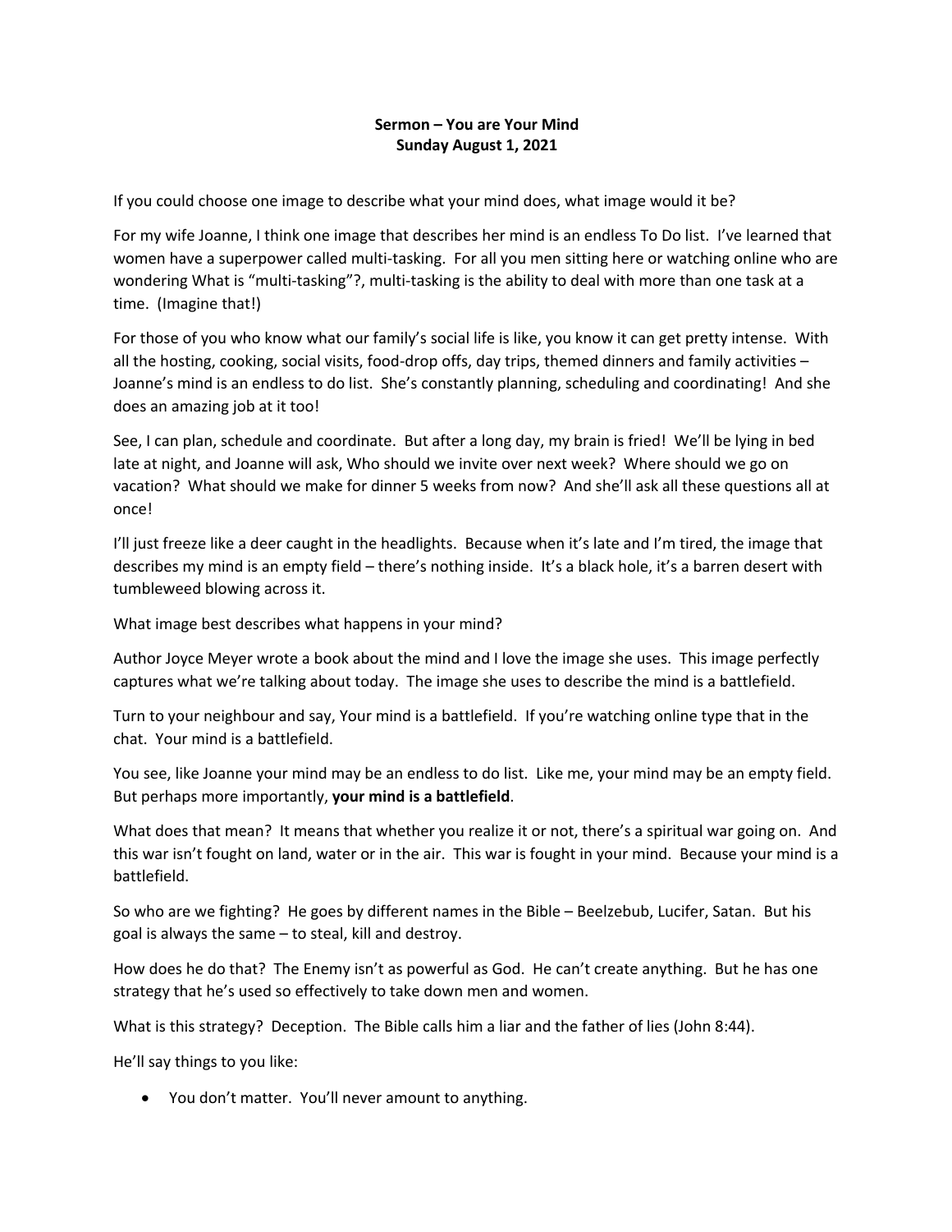**Sermon – You are Your Mind**
**Sunday August 1, 2021**

If you could choose one image to describe what your mind does, what image would it be?

For my wife Joanne, I think one image that describes her mind is an endless To Do list. I've learned that women have a superpower called multi-tasking. For all you men sitting here or watching online who are wondering What is "multi-tasking"?, multi-tasking is the ability to deal with more than one task at a time. (Imagine that!)

For those of you who know what our family's social life is like, you know it can get pretty intense. With all the hosting, cooking, social visits, food-drop offs, day trips, themed dinners and family activities – Joanne's mind is an endless to do list. She's constantly planning, scheduling and coordinating! And she does an amazing job at it too!

See, I can plan, schedule and coordinate. But after a long day, my brain is fried! We'll be lying in bed late at night, and Joanne will ask, Who should we invite over next week? Where should we go on vacation? What should we make for dinner 5 weeks from now? And she'll ask all these questions all at once!

I'll just freeze like a deer caught in the headlights. Because when it's late and I'm tired, the image that describes my mind is an empty field – there's nothing inside. It's a black hole, it's a barren desert with tumbleweed blowing across it.

What image best describes what happens in your mind?

Author Joyce Meyer wrote a book about the mind and I love the image she uses. This image perfectly captures what we're talking about today. The image she uses to describe the mind is a battlefield.

Turn to your neighbour and say, Your mind is a battlefield. If you're watching online type that in the chat. Your mind is a battlefield.

You see, like Joanne your mind may be an endless to do list. Like me, your mind may be an empty field. But perhaps more importantly, **your mind is a battlefield**.

What does that mean? It means that whether you realize it or not, there's a spiritual war going on. And this war isn't fought on land, water or in the air. This war is fought in your mind. Because your mind is a battlefield.

So who are we fighting? He goes by different names in the Bible – Beelzebub, Lucifer, Satan. But his goal is always the same – to steal, kill and destroy.

How does he do that? The Enemy isn't as powerful as God. He can't create anything. But he has one strategy that he's used so effectively to take down men and women.

What is this strategy? Deception. The Bible calls him a liar and the father of lies (John 8:44).

He'll say things to you like:

- You don't matter. You'll never amount to anything.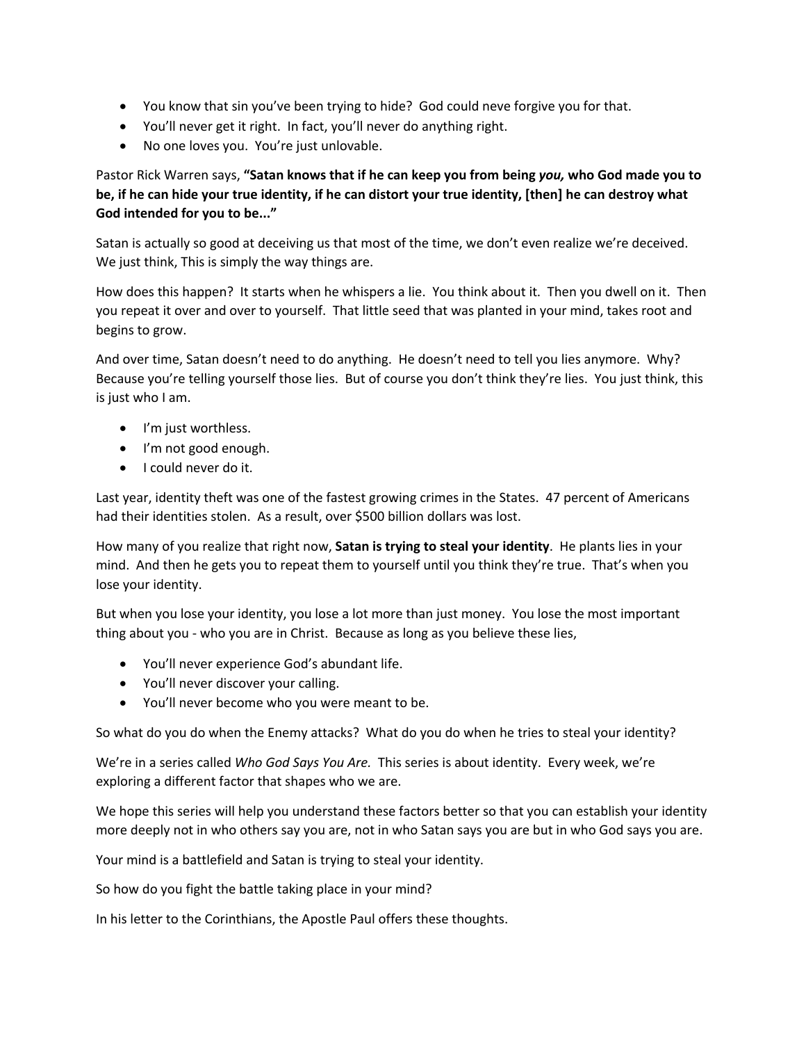- You know that sin you've been trying to hide? God could neve forgive you for that.
- You'll never get it right. In fact, you'll never do anything right.
- No one loves you. You're just unlovable.

Pastor Rick Warren says, **"Satan knows that if he can keep you from being *you,* who God made you to be, if he can hide your true identity, if he can distort your true identity, [then] he can destroy what God intended for you to be..."**

Satan is actually so good at deceiving us that most of the time, we don't even realize we're deceived. We just think, This is simply the way things are.

How does this happen? It starts when he whispers a lie. You think about it. Then you dwell on it. Then you repeat it over and over to yourself. That little seed that was planted in your mind, takes root and begins to grow.

And over time, Satan doesn't need to do anything. He doesn't need to tell you lies anymore. Why? Because you're telling yourself those lies. But of course you don't think they're lies. You just think, this is just who I am.

- I'm just worthless.
- I'm not good enough.
- I could never do it.

Last year, identity theft was one of the fastest growing crimes in the States. 47 percent of Americans had their identities stolen. As a result, over $500 billion dollars was lost.

How many of you realize that right now, **Satan is trying to steal your identity**. He plants lies in your mind. And then he gets you to repeat them to yourself until you think they're true. That's when you lose your identity.

But when you lose your identity, you lose a lot more than just money. You lose the most important thing about you - who you are in Christ. Because as long as you believe these lies,

- You'll never experience God's abundant life.
- You'll never discover your calling.
- You'll never become who you were meant to be.

So what do you do when the Enemy attacks? What do you do when he tries to steal your identity?

We're in a series called *Who God Says You Are.* This series is about identity. Every week, we're exploring a different factor that shapes who we are.

We hope this series will help you understand these factors better so that you can establish your identity more deeply not in who others say you are, not in who Satan says you are but in who God says you are.

Your mind is a battlefield and Satan is trying to steal your identity.

So how do you fight the battle taking place in your mind?

In his letter to the Corinthians, the Apostle Paul offers these thoughts.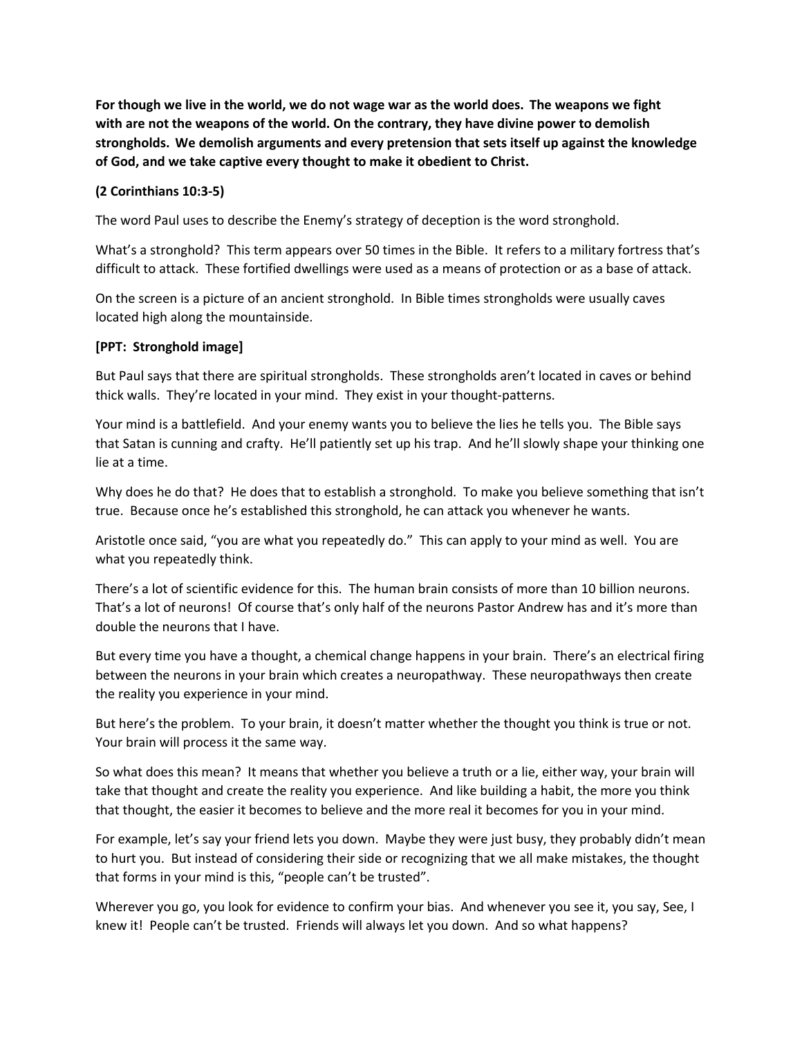**For though we live in the world, we do not wage war as the world does. The weapons we fight with are not the weapons of the world. On the contrary, they have divine power to demolish strongholds. We demolish arguments and every pretension that sets itself up against the knowledge of God, and we take captive every thought to make it obedient to Christ.**

**(2 Corinthians 10:3-5)**

The word Paul uses to describe the Enemy's strategy of deception is the word stronghold.

What's a stronghold? This term appears over 50 times in the Bible. It refers to a military fortress that's difficult to attack. These fortified dwellings were used as a means of protection or as a base of attack.

On the screen is a picture of an ancient stronghold. In Bible times strongholds were usually caves located high along the mountainside.

**[PPT: Stronghold image]**

But Paul says that there are spiritual strongholds. These strongholds aren't located in caves or behind thick walls. They're located in your mind. They exist in your thought-patterns.

Your mind is a battlefield. And your enemy wants you to believe the lies he tells you. The Bible says that Satan is cunning and crafty. He'll patiently set up his trap. And he'll slowly shape your thinking one lie at a time.

Why does he do that? He does that to establish a stronghold. To make you believe something that isn't true. Because once he's established this stronghold, he can attack you whenever he wants.

Aristotle once said, "you are what you repeatedly do." This can apply to your mind as well. You are what you repeatedly think.

There's a lot of scientific evidence for this. The human brain consists of more than 10 billion neurons. That's a lot of neurons! Of course that's only half of the neurons Pastor Andrew has and it's more than double the neurons that I have.

But every time you have a thought, a chemical change happens in your brain. There's an electrical firing between the neurons in your brain which creates a neuropathway. These neuropathways then create the reality you experience in your mind.

But here's the problem. To your brain, it doesn't matter whether the thought you think is true or not. Your brain will process it the same way.

So what does this mean? It means that whether you believe a truth or a lie, either way, your brain will take that thought and create the reality you experience. And like building a habit, the more you think that thought, the easier it becomes to believe and the more real it becomes for you in your mind.

For example, let's say your friend lets you down. Maybe they were just busy, they probably didn't mean to hurt you. But instead of considering their side or recognizing that we all make mistakes, the thought that forms in your mind is this, "people can't be trusted".

Wherever you go, you look for evidence to confirm your bias. And whenever you see it, you say, See, I knew it! People can't be trusted. Friends will always let you down. And so what happens?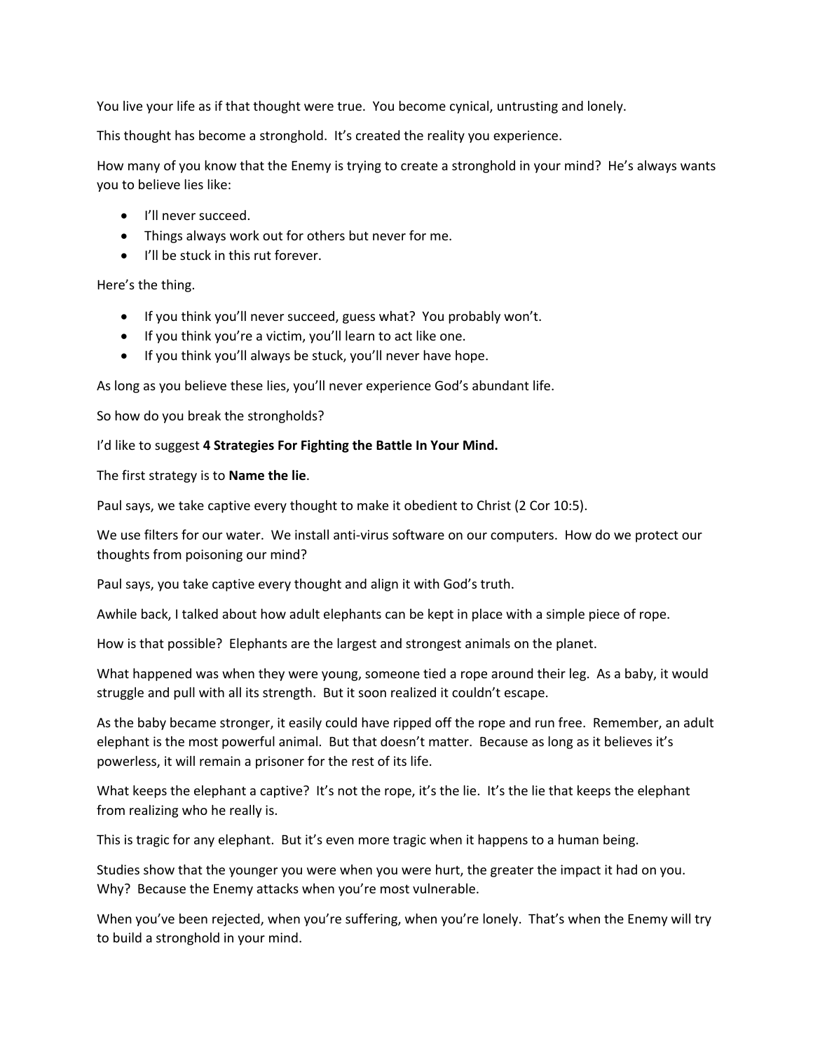You live your life as if that thought were true. You become cynical, untrusting and lonely.

This thought has become a stronghold. It's created the reality you experience.

How many of you know that the Enemy is trying to create a stronghold in your mind? He's always wants you to believe lies like:

- I'll never succeed.
- Things always work out for others but never for me.
- I'll be stuck in this rut forever.

Here's the thing.

- If you think you'll never succeed, guess what? You probably won't.
- If you think you're a victim, you'll learn to act like one.
- If you think you'll always be stuck, you'll never have hope.

As long as you believe these lies, you'll never experience God's abundant life.

So how do you break the strongholds?

I'd like to suggest **4 Strategies For Fighting the Battle In Your Mind.**

The first strategy is to **Name the lie**.

Paul says, we take captive every thought to make it obedient to Christ (2 Cor 10:5).

We use filters for our water. We install anti-virus software on our computers. How do we protect our thoughts from poisoning our mind?

Paul says, you take captive every thought and align it with God's truth.

Awhile back, I talked about how adult elephants can be kept in place with a simple piece of rope.

How is that possible? Elephants are the largest and strongest animals on the planet.

What happened was when they were young, someone tied a rope around their leg. As a baby, it would struggle and pull with all its strength. But it soon realized it couldn't escape.

As the baby became stronger, it easily could have ripped off the rope and run free. Remember, an adult elephant is the most powerful animal. But that doesn't matter. Because as long as it believes it's powerless, it will remain a prisoner for the rest of its life.

What keeps the elephant a captive? It's not the rope, it's the lie. It's the lie that keeps the elephant from realizing who he really is.

This is tragic for any elephant. But it's even more tragic when it happens to a human being.

Studies show that the younger you were when you were hurt, the greater the impact it had on you. Why? Because the Enemy attacks when you're most vulnerable.

When you've been rejected, when you're suffering, when you're lonely. That's when the Enemy will try to build a stronghold in your mind.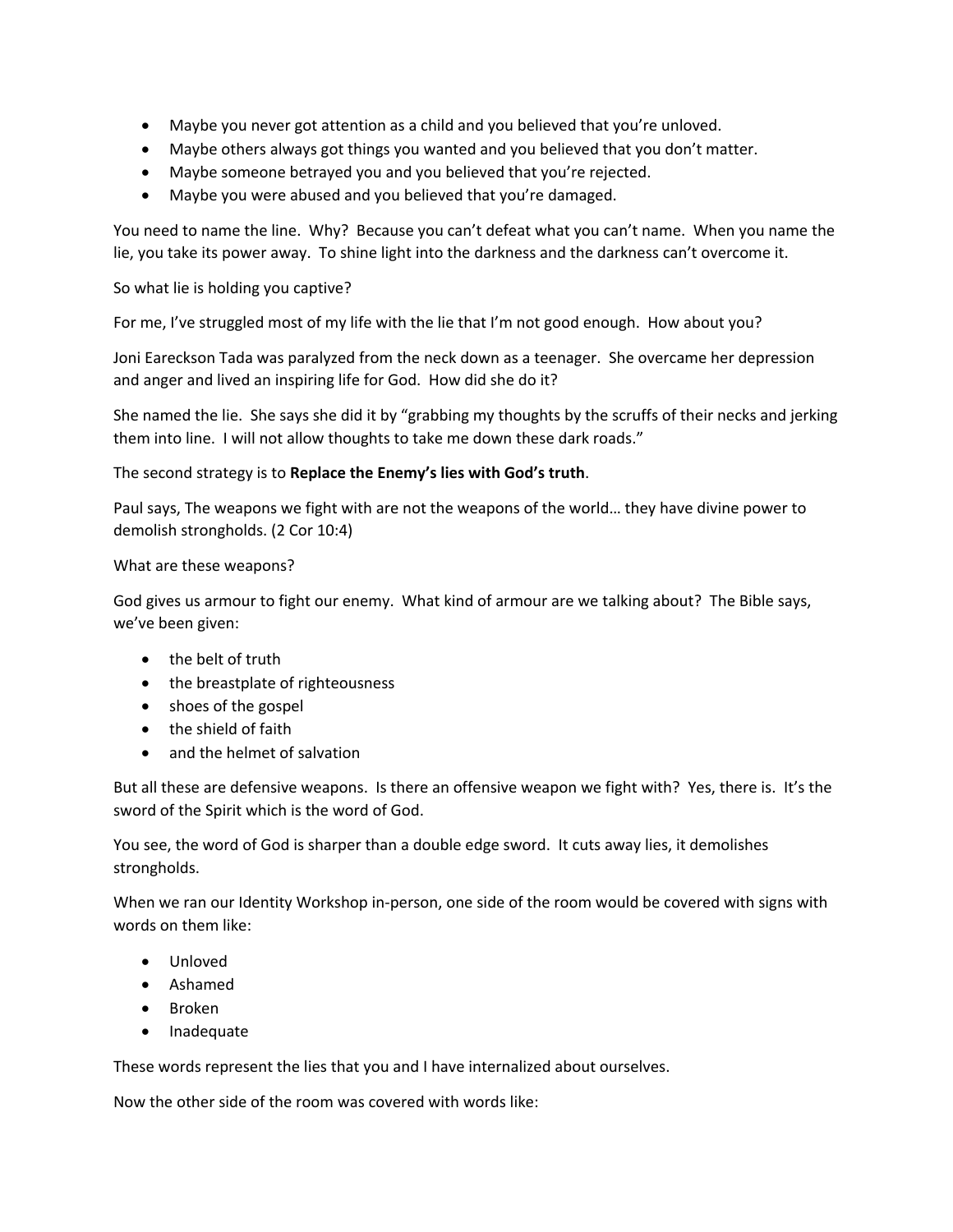- Maybe you never got attention as a child and you believed that you're unloved.
- Maybe others always got things you wanted and you believed that you don't matter.
- Maybe someone betrayed you and you believed that you're rejected.
- Maybe you were abused and you believed that you're damaged.

You need to name the line. Why? Because you can't defeat what you can't name. When you name the lie, you take its power away. To shine light into the darkness and the darkness can't overcome it.

So what lie is holding you captive?

For me, I've struggled most of my life with the lie that I'm not good enough. How about you?

Joni Eareckson Tada was paralyzed from the neck down as a teenager. She overcame her depression and anger and lived an inspiring life for God. How did she do it?

She named the lie. She says she did it by "grabbing my thoughts by the scruffs of their necks and jerking them into line. I will not allow thoughts to take me down these dark roads."

The second strategy is to **Replace the Enemy's lies with God's truth**.

Paul says, The weapons we fight with are not the weapons of the world… they have divine power to demolish strongholds. (2 Cor 10:4)

What are these weapons?

God gives us armour to fight our enemy. What kind of armour are we talking about? The Bible says, we've been given:

- the belt of truth
- the breastplate of righteousness
- shoes of the gospel
- the shield of faith
- and the helmet of salvation

But all these are defensive weapons. Is there an offensive weapon we fight with? Yes, there is. It's the sword of the Spirit which is the word of God.

You see, the word of God is sharper than a double edge sword. It cuts away lies, it demolishes strongholds.

When we ran our Identity Workshop in-person, one side of the room would be covered with signs with words on them like:

- Unloved
- Ashamed
- Broken
- Inadequate

These words represent the lies that you and I have internalized about ourselves.

Now the other side of the room was covered with words like: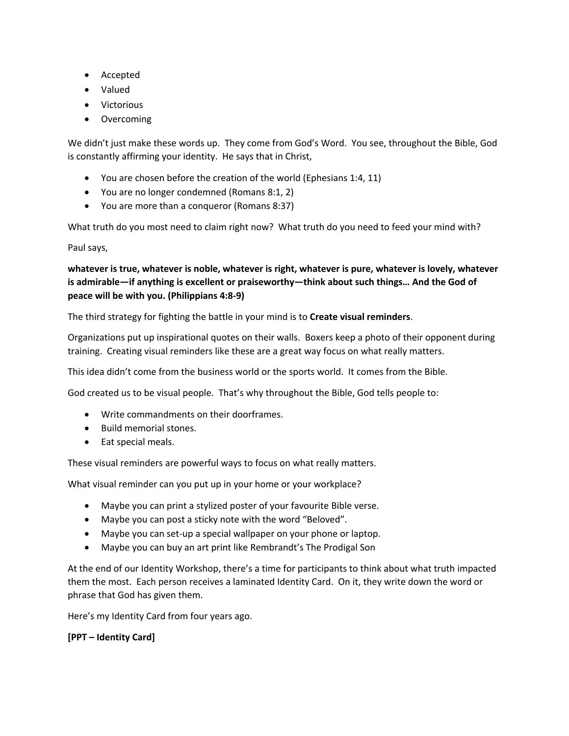- Accepted
- Valued
- Victorious
- Overcoming

We didn't just make these words up. They come from God's Word. You see, throughout the Bible, God is constantly affirming your identity. He says that in Christ,

- You are chosen before the creation of the world (Ephesians 1:4, 11)
- You are no longer condemned (Romans 8:1, 2)
- You are more than a conqueror (Romans 8:37)

What truth do you most need to claim right now? What truth do you need to feed your mind with?

Paul says,

**whatever is true, whatever is noble, whatever is right, whatever is pure, whatever is lovely, whatever is admirable—if anything is excellent or praiseworthy—think about such things… And the God of peace will be with you. (Philippians 4:8-9)**

The third strategy for fighting the battle in your mind is to **Create visual reminders**.

Organizations put up inspirational quotes on their walls. Boxers keep a photo of their opponent during training. Creating visual reminders like these are a great way focus on what really matters.

This idea didn't come from the business world or the sports world. It comes from the Bible.

God created us to be visual people. That's why throughout the Bible, God tells people to:

- Write commandments on their doorframes.
- Build memorial stones.
- Eat special meals.

These visual reminders are powerful ways to focus on what really matters.

What visual reminder can you put up in your home or your workplace?

- Maybe you can print a stylized poster of your favourite Bible verse.
- Maybe you can post a sticky note with the word "Beloved".
- Maybe you can set-up a special wallpaper on your phone or laptop.
- Maybe you can buy an art print like Rembrandt's The Prodigal Son

At the end of our Identity Workshop, there's a time for participants to think about what truth impacted them the most. Each person receives a laminated Identity Card. On it, they write down the word or phrase that God has given them.

Here's my Identity Card from four years ago.

**[PPT – Identity Card]**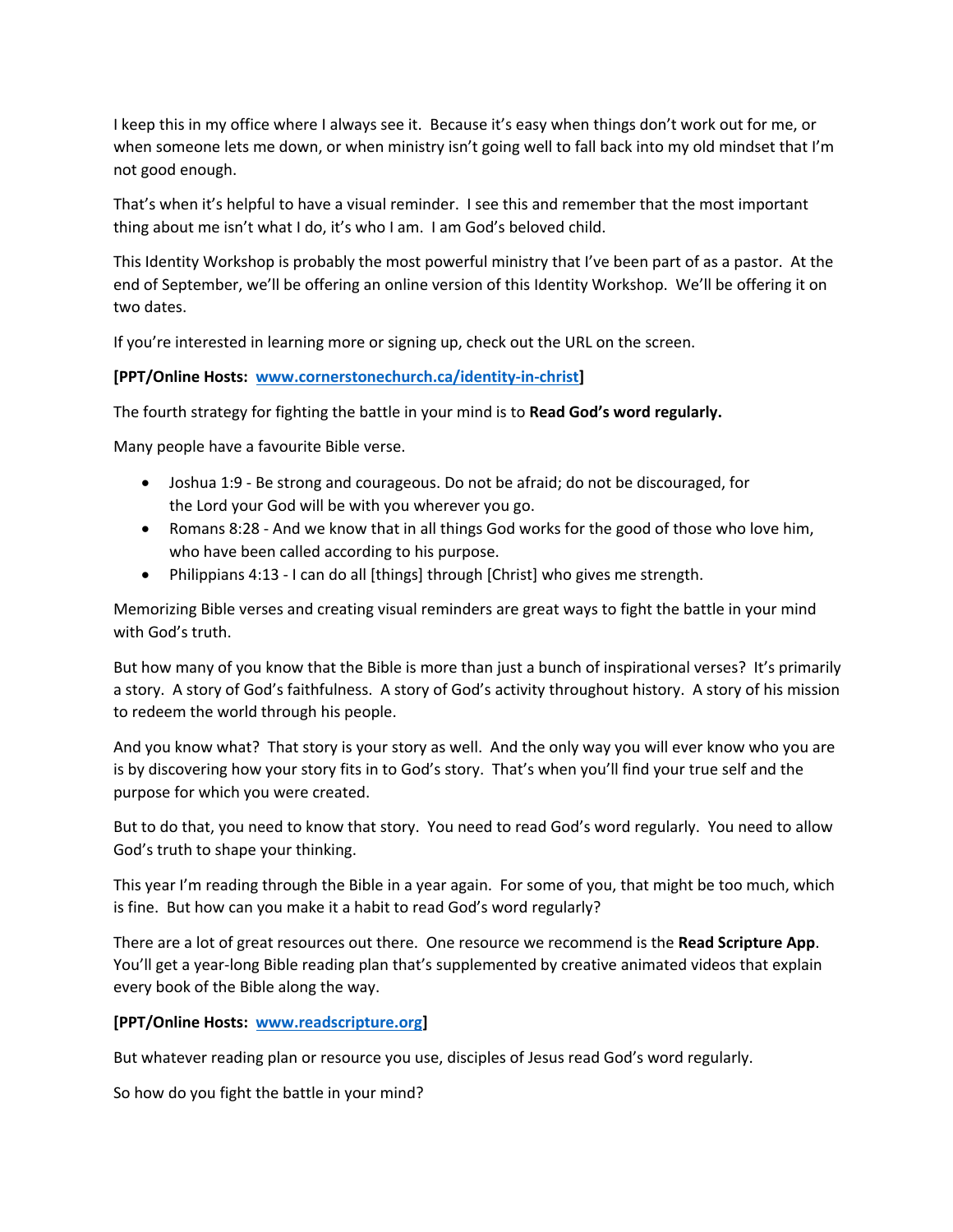I keep this in my office where I always see it. Because it's easy when things don't work out for me, or when someone lets me down, or when ministry isn't going well to fall back into my old mindset that I'm not good enough.

That's when it's helpful to have a visual reminder. I see this and remember that the most important thing about me isn't what I do, it's who I am. I am God's beloved child.

This Identity Workshop is probably the most powerful ministry that I've been part of as a pastor. At the end of September, we'll be offering an online version of this Identity Workshop. We'll be offering it on two dates.

If you're interested in learning more or signing up, check out the URL on the screen.

**[PPT/Online Hosts: www.cornerstonechurch.ca/identity-in-christ]**

The fourth strategy for fighting the battle in your mind is to **Read God's word regularly.**

Many people have a favourite Bible verse.

- Joshua 1:9 - Be strong and courageous. Do not be afraid; do not be discouraged, for the Lord your God will be with you wherever you go.
- Romans 8:28 - And we know that in all things God works for the good of those who love him, who have been called according to his purpose.
- Philippians 4:13 - I can do all [things] through [Christ] who gives me strength.

Memorizing Bible verses and creating visual reminders are great ways to fight the battle in your mind with God's truth.

But how many of you know that the Bible is more than just a bunch of inspirational verses? It's primarily a story. A story of God's faithfulness. A story of God's activity throughout history. A story of his mission to redeem the world through his people.

And you know what? That story is your story as well. And the only way you will ever know who you are is by discovering how your story fits in to God's story. That's when you'll find your true self and the purpose for which you were created.

But to do that, you need to know that story. You need to read God's word regularly. You need to allow God's truth to shape your thinking.

This year I'm reading through the Bible in a year again. For some of you, that might be too much, which is fine. But how can you make it a habit to read God's word regularly?

There are a lot of great resources out there. One resource we recommend is the **Read Scripture App**. You'll get a year-long Bible reading plan that's supplemented by creative animated videos that explain every book of the Bible along the way.

**[PPT/Online Hosts: www.readscripture.org]**

But whatever reading plan or resource you use, disciples of Jesus read God's word regularly.

So how do you fight the battle in your mind?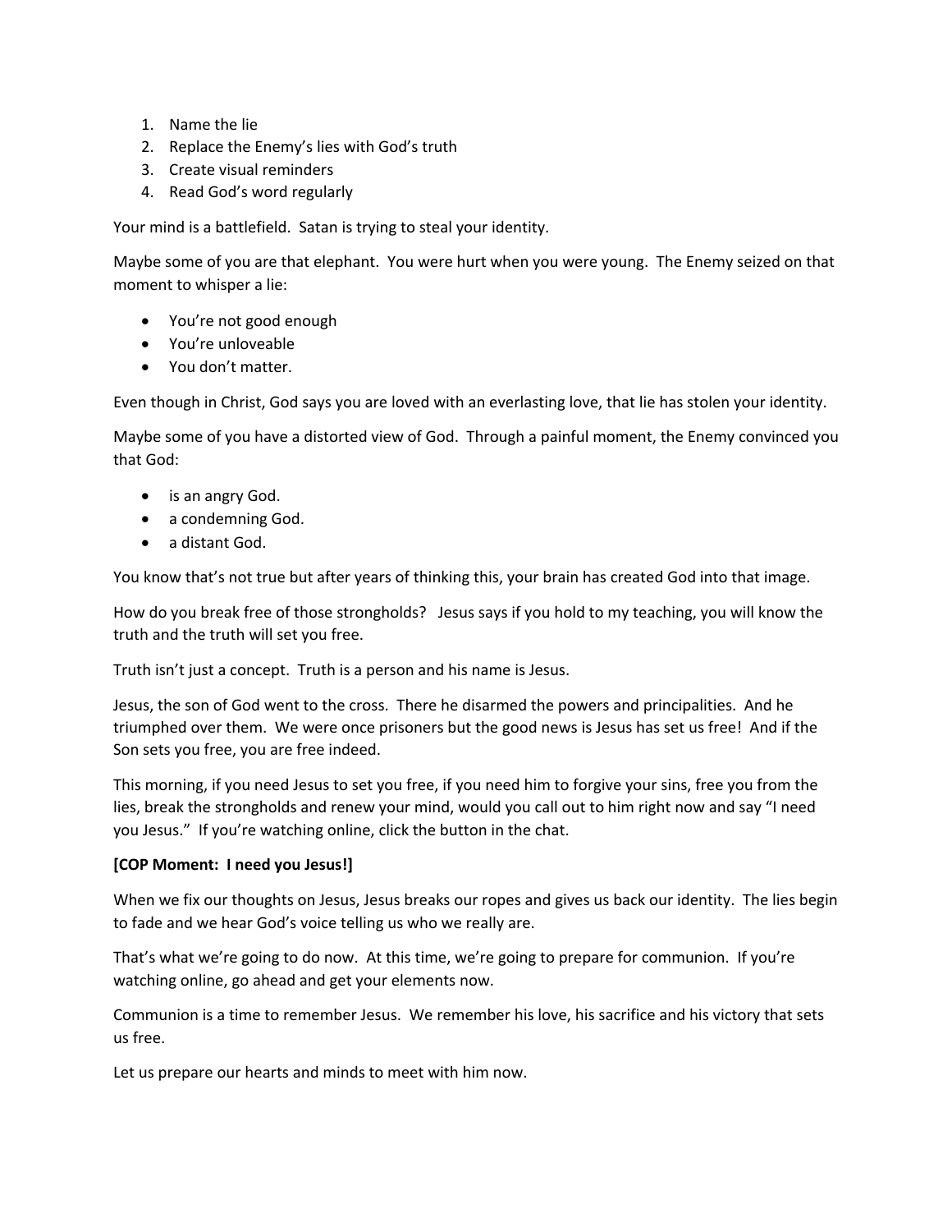1. Name the lie
2. Replace the Enemy's lies with God's truth
3. Create visual reminders
4. Read God's word regularly

Your mind is a battlefield. Satan is trying to steal your identity.

Maybe some of you are that elephant. You were hurt when you were young. The Enemy seized on that moment to whisper a lie:

- You're not good enough
- You're unloveable
- You don't matter.

Even though in Christ, God says you are loved with an everlasting love, that lie has stolen your identity.

Maybe some of you have a distorted view of God. Through a painful moment, the Enemy convinced you that God:

- is an angry God.
- a condemning God.
- a distant God.

You know that's not true but after years of thinking this, your brain has created God into that image.

How do you break free of those strongholds? Jesus says if you hold to my teaching, you will know the truth and the truth will set you free.

Truth isn't just a concept. Truth is a person and his name is Jesus.

Jesus, the son of God went to the cross. There he disarmed the powers and principalities. And he triumphed over them. We were once prisoners but the good news is Jesus has set us free! And if the Son sets you free, you are free indeed.

This morning, if you need Jesus to set you free, if you need him to forgive your sins, free you from the lies, break the strongholds and renew your mind, would you call out to him right now and say "I need you Jesus." If you're watching online, click the button in the chat.

**[COP Moment: I need you Jesus!]**

When we fix our thoughts on Jesus, Jesus breaks our ropes and gives us back our identity. The lies begin to fade and we hear God's voice telling us who we really are.

That's what we're going to do now. At this time, we're going to prepare for communion. If you're watching online, go ahead and get your elements now.

Communion is a time to remember Jesus. We remember his love, his sacrifice and his victory that sets us free.

Let us prepare our hearts and minds to meet with him now.